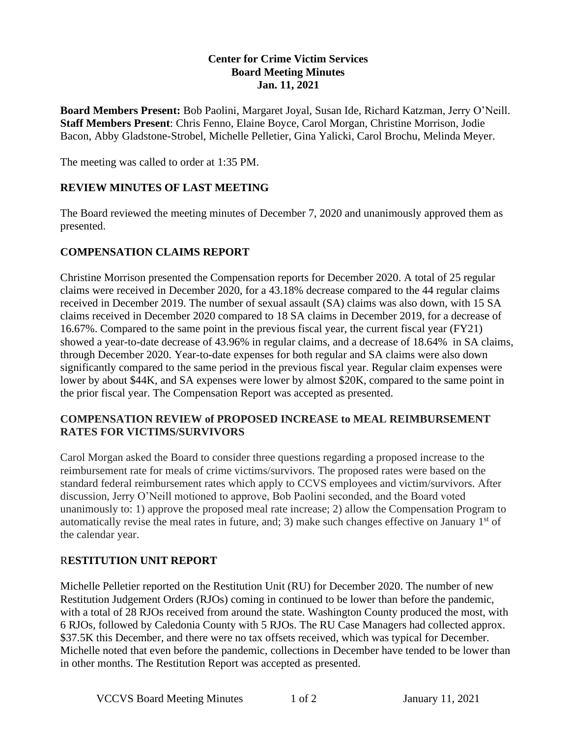**Center for Crime Victim Services**
**Board Meeting Minutes**
**Jan. 11, 2021**

**Board Members Present:** Bob Paolini, Margaret Joyal, Susan Ide, Richard Katzman, Jerry O'Neill.
**Staff Members Present**: Chris Fenno, Elaine Boyce, Carol Morgan, Christine Morrison, Jodie Bacon, Abby Gladstone-Strobel, Michelle Pelletier, Gina Yalicki, Carol Brochu, Melinda Meyer.

The meeting was called to order at 1:35 PM.

## REVIEW MINUTES OF LAST MEETING

The Board reviewed the meeting minutes of December 7, 2020 and unanimously approved them as presented.

## COMPENSATION CLAIMS REPORT

Christine Morrison presented the Compensation reports for December 2020. A total of 25 regular claims were received in December 2020, for a 43.18% decrease compared to the 44 regular claims received in December 2019. The number of sexual assault (SA) claims was also down, with 15 SA claims received in December 2020 compared to 18 SA claims in December 2019, for a decrease of 16.67%. Compared to the same point in the previous fiscal year, the current fiscal year (FY21) showed a year-to-date decrease of 43.96% in regular claims, and a decrease of 18.64% in SA claims, through December 2020. Year-to-date expenses for both regular and SA claims were also down significantly compared to the same period in the previous fiscal year. Regular claim expenses were lower by about $44K, and SA expenses were lower by almost $20K, compared to the same point in the prior fiscal year. The Compensation Report was accepted as presented.

## COMPENSATION REVIEW of PROPOSED INCREASE to MEAL REIMBURSEMENT RATES FOR VICTIMS/SURVIVORS

Carol Morgan asked the Board to consider three questions regarding a proposed increase to the reimbursement rate for meals of crime victims/survivors. The proposed rates were based on the standard federal reimbursement rates which apply to CCVS employees and victim/survivors. After discussion, Jerry O'Neill motioned to approve, Bob Paolini seconded, and the Board voted unanimously to: 1) approve the proposed meal rate increase; 2) allow the Compensation Program to automatically revise the meal rates in future, and; 3) make such changes effective on January 1st of the calendar year.

## RESTITUTION UNIT REPORT

Michelle Pelletier reported on the Restitution Unit (RU) for December 2020. The number of new Restitution Judgement Orders (RJOs) coming in continued to be lower than before the pandemic, with a total of 28 RJOs received from around the state. Washington County produced the most, with 6 RJOs, followed by Caledonia County with 5 RJOs. The RU Case Managers had collected approx. $37.5K this December, and there were no tax offsets received, which was typical for December. Michelle noted that even before the pandemic, collections in December have tended to be lower than in other months. The Restitution Report was accepted as presented.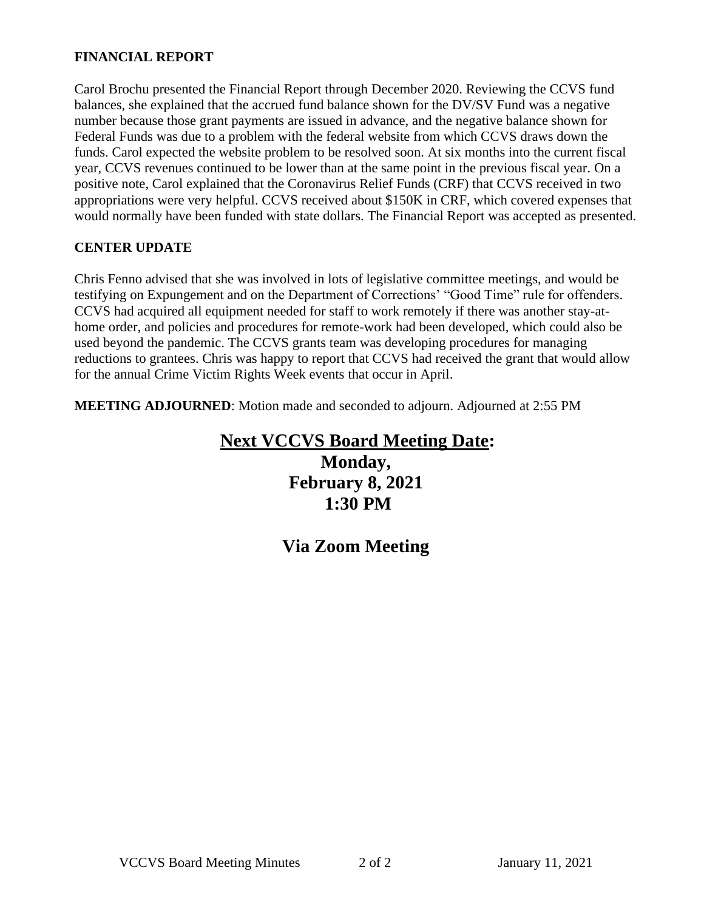**FINANCIAL REPORT**

Carol Brochu presented the Financial Report through December 2020. Reviewing the CCVS fund balances, she explained that the accrued fund balance shown for the DV/SV Fund was a negative number because those grant payments are issued in advance, and the negative balance shown for Federal Funds was due to a problem with the federal website from which CCVS draws down the funds. Carol expected the website problem to be resolved soon. At six months into the current fiscal year, CCVS revenues continued to be lower than at the same point in the previous fiscal year. On a positive note, Carol explained that the Coronavirus Relief Funds (CRF) that CCVS received in two appropriations were very helpful. CCVS received about $150K in CRF, which covered expenses that would normally have been funded with state dollars. The Financial Report was accepted as presented.

**CENTER UPDATE**

Chris Fenno advised that she was involved in lots of legislative committee meetings, and would be testifying on Expungement and on the Department of Corrections' "Good Time" rule for offenders. CCVS had acquired all equipment needed for staff to work remotely if there was another stay-at-home order, and policies and procedures for remote-work had been developed, which could also be used beyond the pandemic. The CCVS grants team was developing procedures for managing reductions to grantees. Chris was happy to report that CCVS had received the grant that would allow for the annual Crime Victim Rights Week events that occur in April.

**MEETING ADJOURNED**: Motion made and seconded to adjourn. Adjourned at 2:55 PM

## **Next VCCVS Board Meeting Date:**
## **Monday, February 8, 2021 1:30 PM**

## **Via Zoom Meeting**